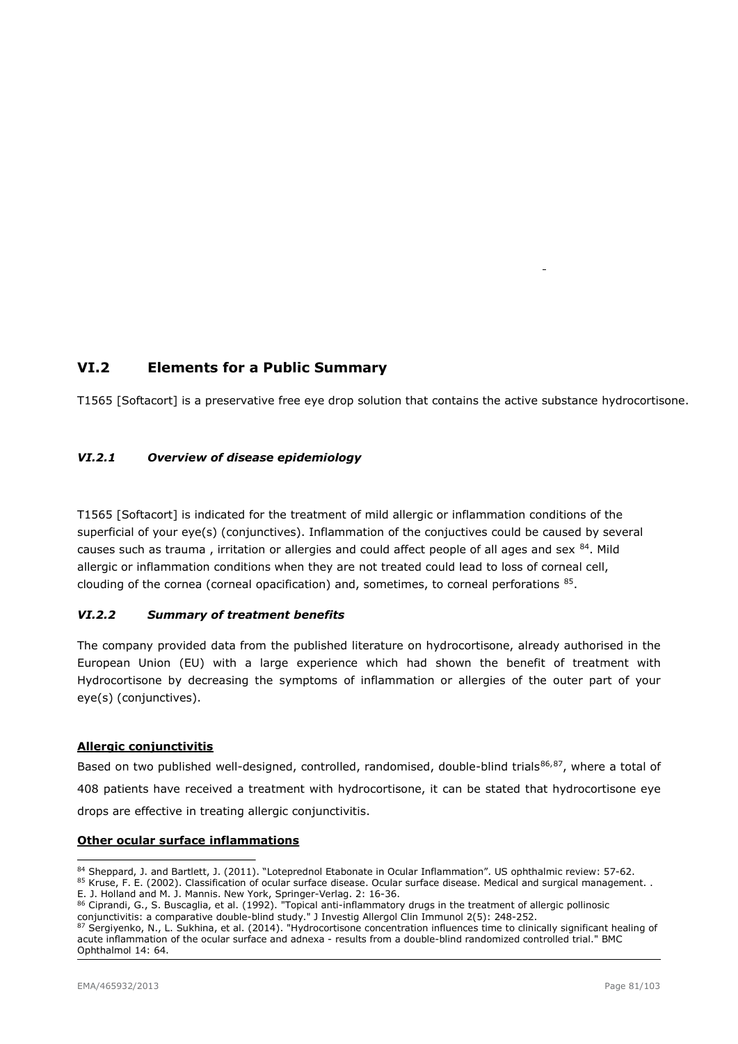## VI.2 Elements for a Public Summary

T1565 [Softacort] is a preservative free eye drop solution that contains the active substance hydrocortisone.

### *VI.2.1 Overview of disease epidemiology*

T1565 [Softacort] is indicated for the treatment of mild allergic or inflammation conditions of the superficial of your eye(s) (conjunctives). Inflammation of the conjuctives could be caused by several causes such as trauma , irritation or allergies and could affect people of all ages and sex [84]. Mild allergic or inflammation conditions when they are not treated could lead to loss of corneal cell, clouding of the cornea (corneal opacification) and, sometimes, to corneal perforations [85].

### *VI.2.2 Summary of treatment benefits*

The company provided data from the published literature on hydrocortisone, already authorised in the European Union (EU) with a large experience which had shown the benefit of treatment with Hydrocortisone by decreasing the symptoms of inflammation or allergies of the outer part of your eye(s) (conjunctives).

**Allergic conjunctivitis**

Based on two published well-designed, controlled, randomised, double-blind trials[86,87], where a total of 408 patients have received a treatment with hydrocortisone, it can be stated that hydrocortisone eye drops are effective in treating allergic conjunctivitis.

**Other ocular surface inflammations**

---

[84] Sheppard, J. and Bartlett, J. (2011). "Loteprednol Etabonate in Ocular Inflammation". US ophthalmic review: 57-62.

[85] Kruse, F. E. (2002). Classification of ocular surface disease. Ocular surface disease. Medical and surgical management. . E. J. Holland and M. J. Mannis. New York, Springer-Verlag. 2: 16-36.

[86] Ciprandi, G., S. Buscaglia, et al. (1992). "Topical anti-inflammatory drugs in the treatment of allergic pollinosic conjunctivitis: a comparative double-blind study." J Investig Allergol Clin Immunol 2(5): 248-252.

[87] Sergiyenko, N., L. Sukhina, et al. (2014). "Hydrocortisone concentration influences time to clinically significant healing of acute inflammation of the ocular surface and adnexa - results from a double-blind randomized controlled trial." BMC Ophthalmol 14: 64.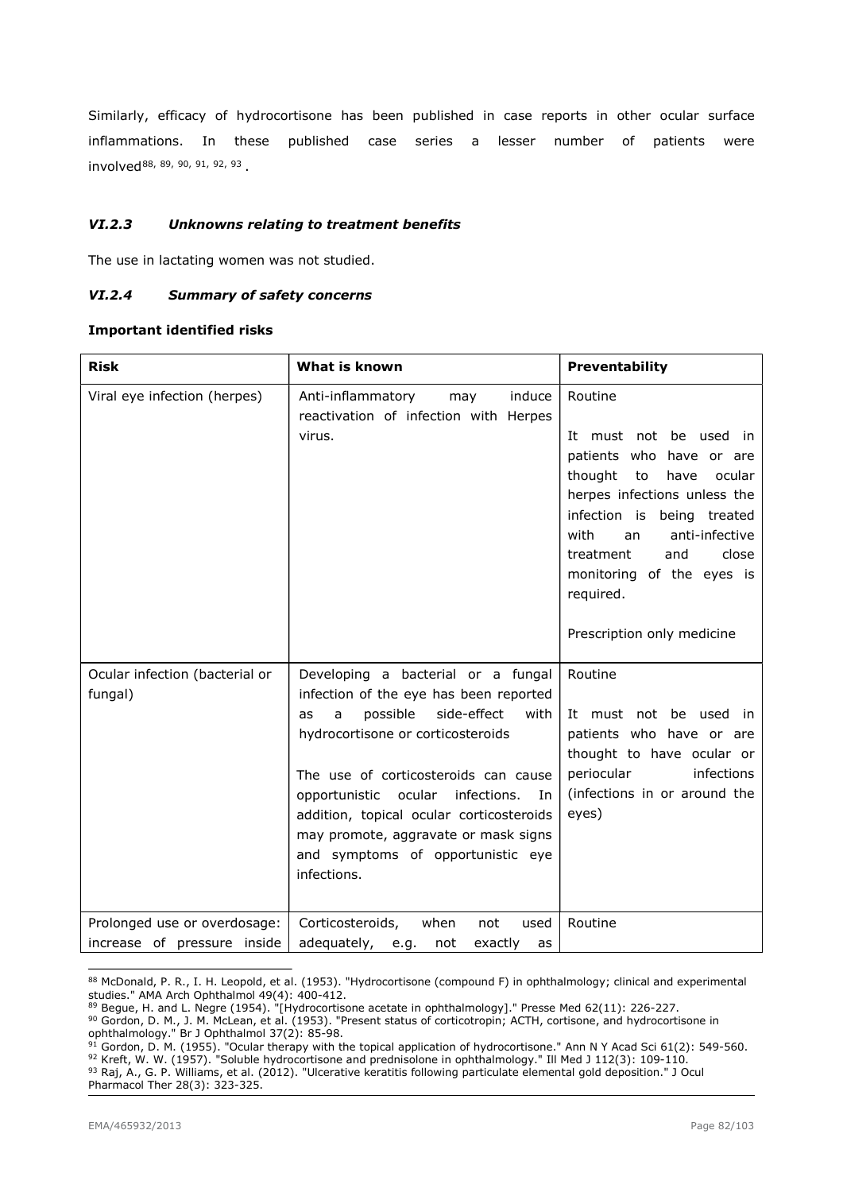Similarly, efficacy of hydrocortisone has been published in case reports in other ocular surface inflammations. In these published case series a lesser number of patients were involved[88, 89, 90, 91, 92, 93].

### *VI.2.3 Unknowns relating to treatment benefits*

The use in lactating women was not studied.

### *VI.2.4 Summary of safety concerns*

**Important identified risks**

| **Risk** | **What is known** | **Preventability** |
|---|---|---|
| Viral eye infection (herpes) | Anti-inflammatory may induce reactivation of infection with Herpes virus. | Routine<br><br>It must not be used in patients who have or are thought to have ocular herpes infections unless the infection is being treated with an anti-infective treatment and close monitoring of the eyes is required.<br><br>Prescription only medicine |
| Ocular infection (bacterial or fungal) | Developing a bacterial or a fungal infection of the eye has been reported as a possible side-effect with hydrocortisone or corticosteroids<br><br>The use of corticosteroids can cause opportunistic ocular infections. In addition, topical ocular corticosteroids may promote, aggravate or mask signs and symptoms of opportunistic eye infections. | Routine<br><br>It must not be used in patients who have or are thought to have ocular or periocular infections (infections in or around the eyes) |
| Prolonged use or overdosage: increase of pressure inside | Corticosteroids, when not used adequately, e.g. not exactly as | Routine |

---

[88] McDonald, P. R., I. H. Leopold, et al. (1953). "Hydrocortisone (compound F) in ophthalmology; clinical and experimental studies." AMA Arch Ophthalmol 49(4): 400-412.

[89] Begue, H. and L. Negre (1954). "[Hydrocortisone acetate in ophthalmology]." Presse Med 62(11): 226-227.

[90] Gordon, D. M., J. M. McLean, et al. (1953). "Present status of corticotropin; ACTH, cortisone, and hydrocortisone in ophthalmology." Br J Ophthalmol 37(2): 85-98.

[91] Gordon, D. M. (1955). "Ocular therapy with the topical application of hydrocortisone." Ann N Y Acad Sci 61(2): 549-560.

[92] Kreft, W. W. (1957). "Soluble hydrocortisone and prednisolone in ophthalmology." Ill Med J 112(3): 109-110.

[93] Raj, A., G. P. Williams, et al. (2012). "Ulcerative keratitis following particulate elemental gold deposition." J Ocul Pharmacol Ther 28(3): 323-325.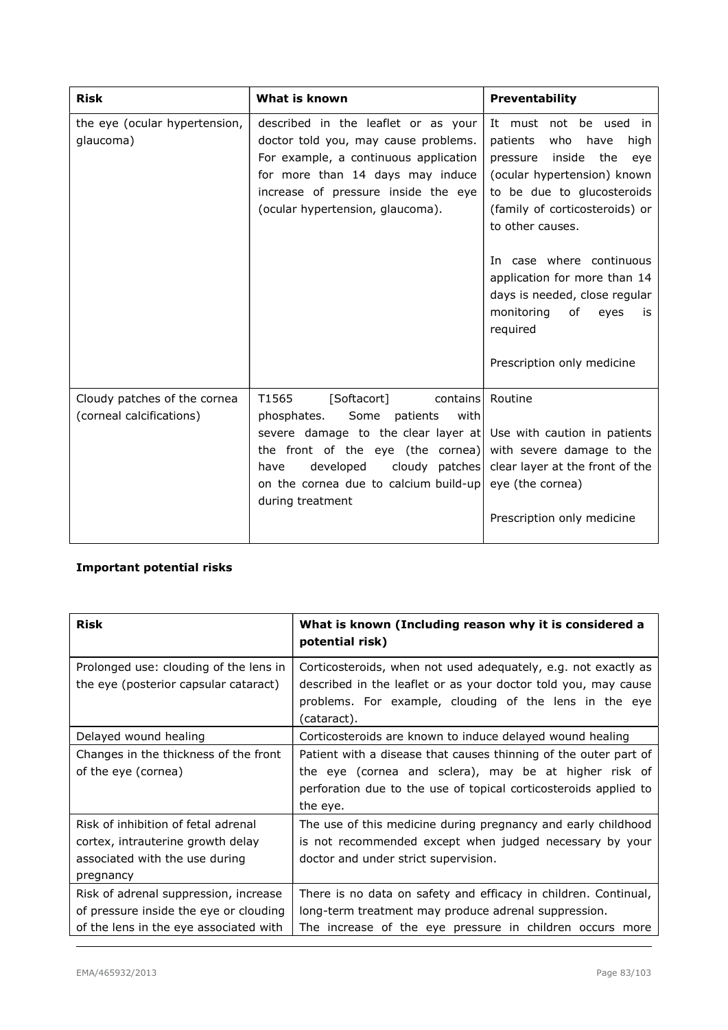| Risk | What is known | Preventability |
|---|---|---|
| the eye (ocular hypertension, glaucoma) | described in the leaflet or as your doctor told you, may cause problems. For example, a continuous application for more than 14 days may induce increase of pressure inside the eye (ocular hypertension, glaucoma). | It must not be used in patients who have high pressure inside the eye (ocular hypertension) known to be due to glucosteroids (family of corticosteroids) or to other causes.<br><br>In case where continuous application for more than 14 days is needed, close regular monitoring of eyes is required<br><br>Prescription only medicine |
| Cloudy patches of the cornea (corneal calcifications) | T1565 [Softacort] contains phosphates. Some patients with severe damage to the clear layer at the front of the eye (the cornea) have developed cloudy patches on the cornea due to calcium build-up during treatment | Routine<br><br>Use with caution in patients with severe damage to the clear layer at the front of the eye (the cornea)<br><br>Prescription only medicine |

**Important potential risks**

| Risk | What is known (Including reason why it is considered a potential risk) |
|---|---|
| Prolonged use: clouding of the lens in the eye (posterior capsular cataract) | Corticosteroids, when not used adequately, e.g. not exactly as described in the leaflet or as your doctor told you, may cause problems. For example, clouding of the lens in the eye (cataract). |
| Delayed wound healing | Corticosteroids are known to induce delayed wound healing |
| Changes in the thickness of the front of the eye (cornea) | Patient with a disease that causes thinning of the outer part of the eye (cornea and sclera), may be at higher risk of perforation due to the use of topical corticosteroids applied to the eye. |
| Risk of inhibition of fetal adrenal cortex, intrauterine growth delay associated with the use during pregnancy | The use of this medicine during pregnancy and early childhood is not recommended except when judged necessary by your doctor and under strict supervision. |
| Risk of adrenal suppression, increase of pressure inside the eye or clouding of the lens in the eye associated with | There is no data on safety and efficacy in children. Continual, long-term treatment may produce adrenal suppression.<br>The increase of the eye pressure in children occurs more |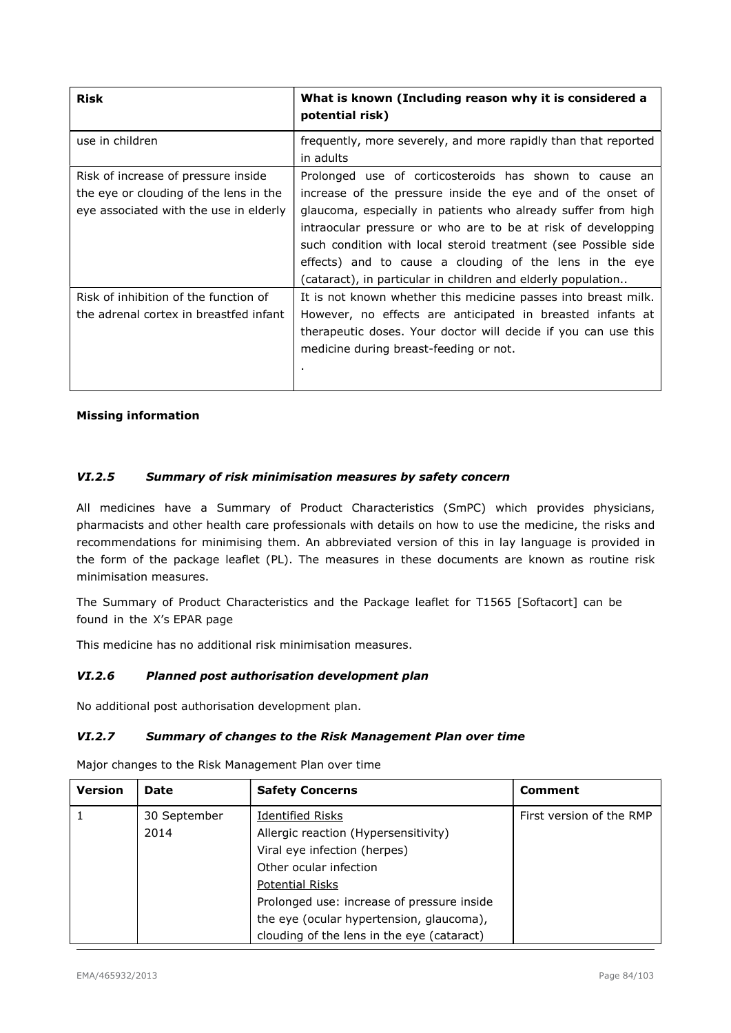| Risk | What is known (Including reason why it is considered a potential risk) |
|---|---|
| use in children | frequently, more severely, and more rapidly than that reported in adults |
| Risk of increase of pressure inside the eye or clouding of the lens in the eye associated with the use in elderly | Prolonged use of corticosteroids has shown to cause an increase of the pressure inside the eye and of the onset of glaucoma, especially in patients who already suffer from high intraocular pressure or who are to be at risk of developping such condition with local steroid treatment (see Possible side effects) and to cause a clouding of the lens in the eye (cataract), in particular in children and elderly population.. |
| Risk of inhibition of the function of the adrenal cortex in breastfed infant | It is not known whether this medicine passes into breast milk. However, no effects are anticipated in breasted infants at therapeutic doses. Your doctor will decide if you can use this medicine during breast-feeding or not. . |

**Missing information**

### *VI.2.5 Summary of risk minimisation measures by safety concern*

All medicines have a Summary of Product Characteristics (SmPC) which provides physicians, pharmacists and other health care professionals with details on how to use the medicine, the risks and recommendations for minimising them. An abbreviated version of this in lay language is provided in the form of the package leaflet (PL). The measures in these documents are known as routine risk minimisation measures.

The Summary of Product Characteristics and the Package leaflet for T1565 [Softacort] can be found in the X's EPAR page

This medicine has no additional risk minimisation measures.

### *VI.2.6 Planned post authorisation development plan*

No additional post authorisation development plan.

### *VI.2.7 Summary of changes to the Risk Management Plan over time*

Major changes to the Risk Management Plan over time

| Version | Date | Safety Concerns | Comment |
|---|---|---|---|
| 1 | 30 September 2014 | Identified Risks<br>Allergic reaction (Hypersensitivity)<br>Viral eye infection (herpes)<br>Other ocular infection<br>Potential Risks<br>Prolonged use: increase of pressure inside the eye (ocular hypertension, glaucoma), clouding of the lens in the eye (cataract) | First version of the RMP |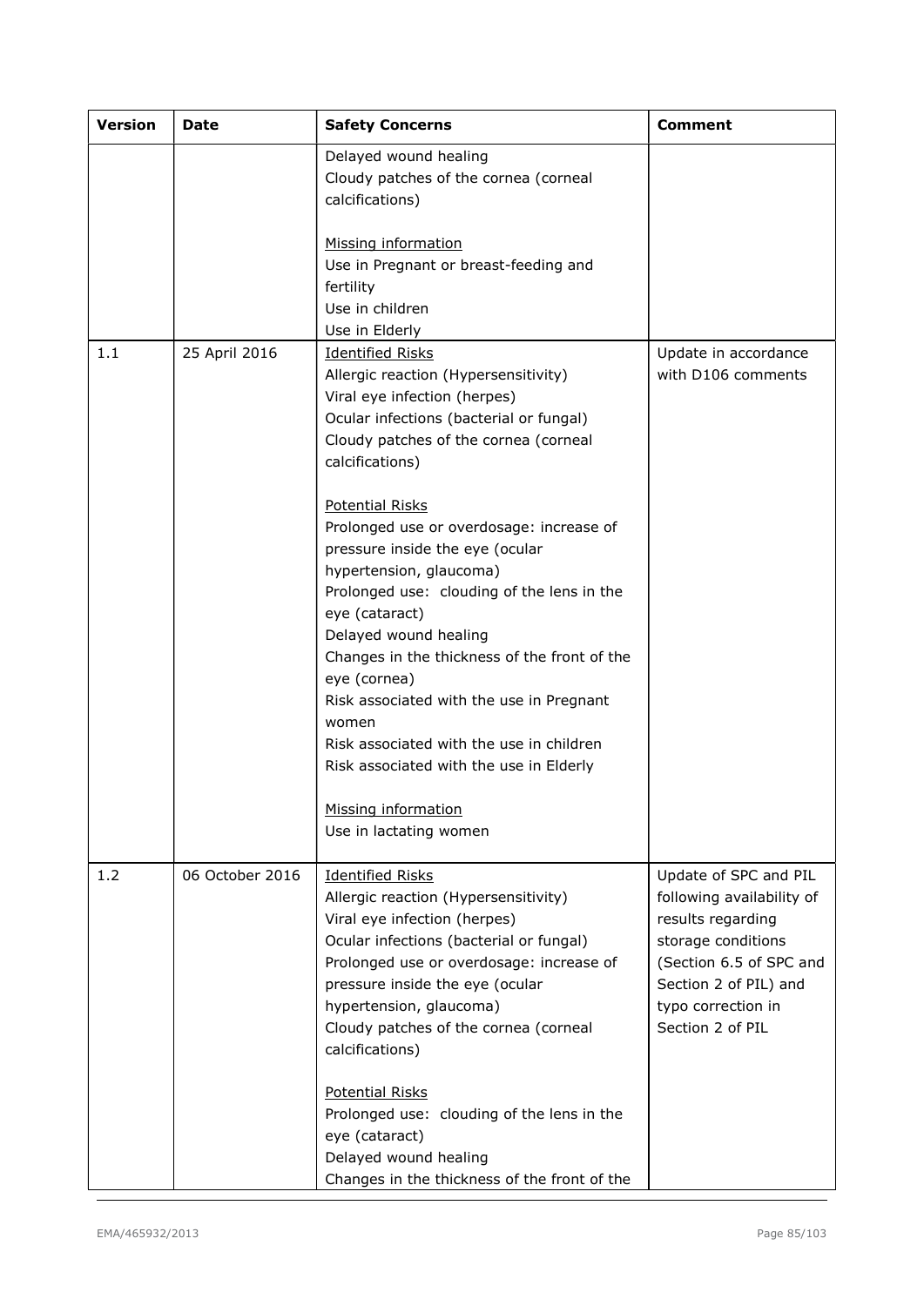| Version | Date | Safety Concerns | Comment |
|---|---|---|---|
| | | Delayed wound healing<br>Cloudy patches of the cornea (corneal calcifications)<br><br>Missing information<br>Use in Pregnant or breast-feeding and fertility<br>Use in children<br>Use in Elderly | |
| 1.1 | 25 April 2016 | Identified Risks<br>Allergic reaction (Hypersensitivity)<br>Viral eye infection (herpes)<br>Ocular infections (bacterial or fungal)<br>Cloudy patches of the cornea (corneal calcifications)<br><br>Potential Risks<br>Prolonged use or overdosage: increase of pressure inside the eye (ocular hypertension, glaucoma)<br>Prolonged use: clouding of the lens in the eye (cataract)<br>Delayed wound healing<br>Changes in the thickness of the front of the eye (cornea)<br>Risk associated with the use in Pregnant women<br>Risk associated with the use in children<br>Risk associated with the use in Elderly<br><br>Missing information<br>Use in lactating women | Update in accordance with D106 comments |
| 1.2 | 06 October 2016 | Identified Risks<br>Allergic reaction (Hypersensitivity)<br>Viral eye infection (herpes)<br>Ocular infections (bacterial or fungal)<br>Prolonged use or overdosage: increase of pressure inside the eye (ocular hypertension, glaucoma)<br>Cloudy patches of the cornea (corneal calcifications)<br><br>Potential Risks<br>Prolonged use: clouding of the lens in the eye (cataract)<br>Delayed wound healing<br>Changes in the thickness of the front of the | Update of SPC and PIL following availability of results regarding storage conditions (Section 6.5 of SPC and Section 2 of PIL) and typo correction in Section 2 of PIL |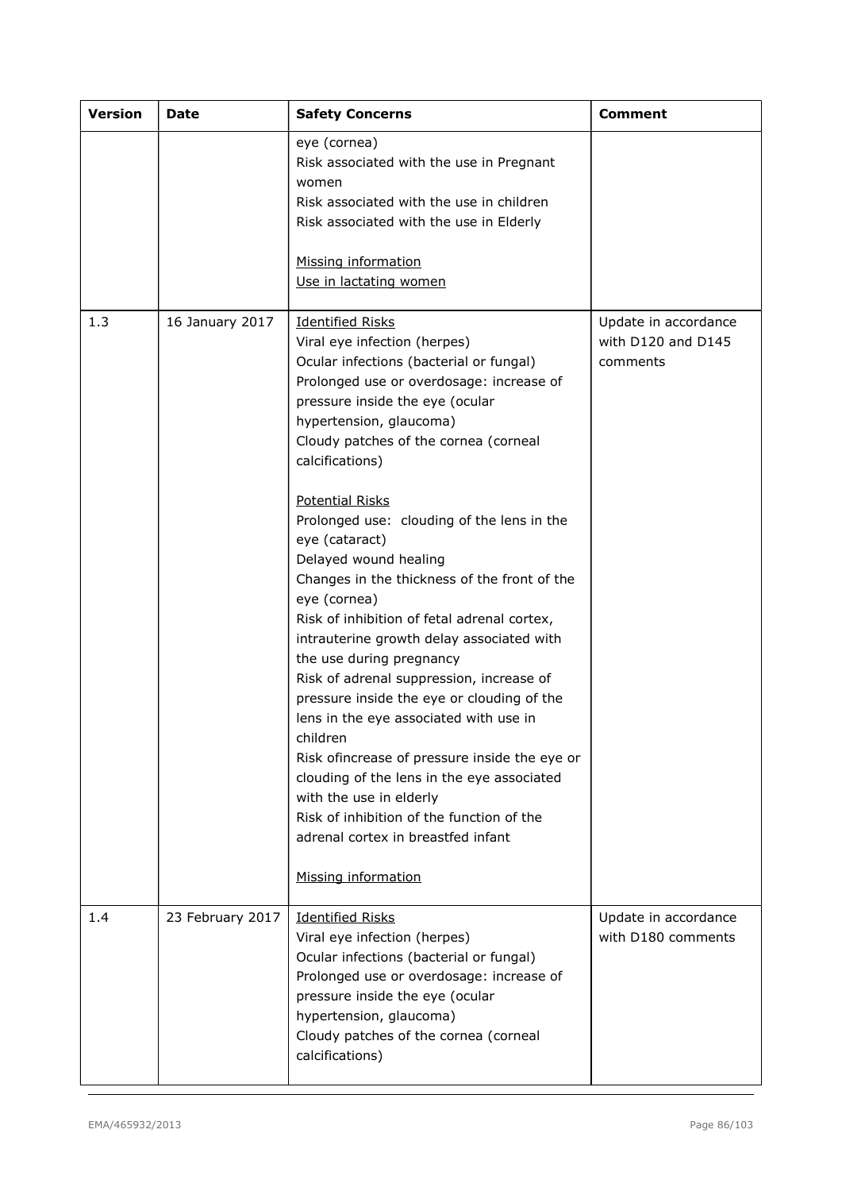| Version | Date | Safety Concerns | Comment |
| --- | --- | --- | --- |
| | | eye (cornea)<br>Risk associated with the use in Pregnant women<br>Risk associated with the use in children<br>Risk associated with the use in Elderly<br><br>Missing information<br>Use in lactating women | |
| 1.3 | 16 January 2017 | Identified Risks<br>Viral eye infection (herpes)<br>Ocular infections (bacterial or fungal)<br>Prolonged use or overdosage: increase of pressure inside the eye (ocular hypertension, glaucoma)<br>Cloudy patches of the cornea (corneal calcifications)<br><br>Potential Risks<br>Prolonged use: clouding of the lens in the eye (cataract)<br>Delayed wound healing<br>Changes in the thickness of the front of the eye (cornea)<br>Risk of inhibition of fetal adrenal cortex, intrauterine growth delay associated with the use during pregnancy<br>Risk of adrenal suppression, increase of pressure inside the eye or clouding of the lens in the eye associated with use in children<br>Risk ofincrease of pressure inside the eye or clouding of the lens in the eye associated with the use in elderly<br>Risk of inhibition of the function of the adrenal cortex in breastfed infant<br><br>Missing information | Update in accordance with D120 and D145 comments |
| 1.4 | 23 February 2017 | Identified Risks<br>Viral eye infection (herpes)<br>Ocular infections (bacterial or fungal)<br>Prolonged use or overdosage: increase of pressure inside the eye (ocular hypertension, glaucoma)<br>Cloudy patches of the cornea (corneal calcifications) | Update in accordance with D180 comments |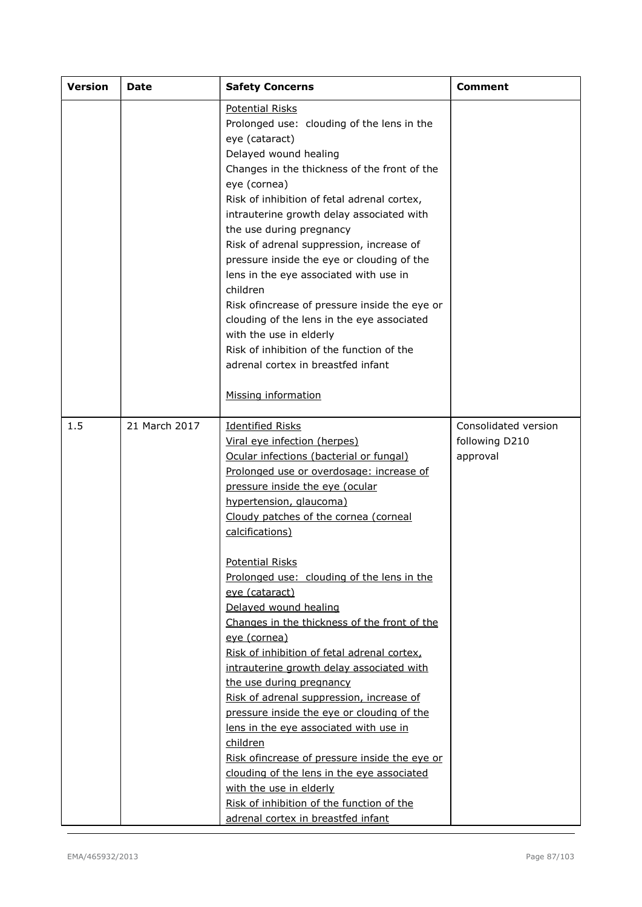| Version | Date | Safety Concerns | Comment |
|---|---|---|---|
| | | Potential Risks<br>Prolonged use: clouding of the lens in the eye (cataract)<br>Delayed wound healing<br>Changes in the thickness of the front of the eye (cornea)<br>Risk of inhibition of fetal adrenal cortex, intrauterine growth delay associated with the use during pregnancy<br>Risk of adrenal suppression, increase of pressure inside the eye or clouding of the lens in the eye associated with use in children<br>Risk ofincrease of pressure inside the eye or clouding of the lens in the eye associated with the use in elderly<br>Risk of inhibition of the function of the adrenal cortex in breastfed infant<br><br>Missing information | |
| 1.5 | 21 March 2017 | Identified Risks<br>Viral eye infection (herpes)<br>Ocular infections (bacterial or fungal)<br>Prolonged use or overdosage: increase of pressure inside the eye (ocular hypertension, glaucoma)<br>Cloudy patches of the cornea (corneal calcifications)<br><br>Potential Risks<br>Prolonged use: clouding of the lens in the eye (cataract)<br>Delayed wound healing<br>Changes in the thickness of the front of the eye (cornea)<br>Risk of inhibition of fetal adrenal cortex, intrauterine growth delay associated with the use during pregnancy<br>Risk of adrenal suppression, increase of pressure inside the eye or clouding of the lens in the eye associated with use in children<br>Risk ofincrease of pressure inside the eye or clouding of the lens in the eye associated with the use in elderly<br>Risk of inhibition of the function of the adrenal cortex in breastfed infant | Consolidated version following D210 approval |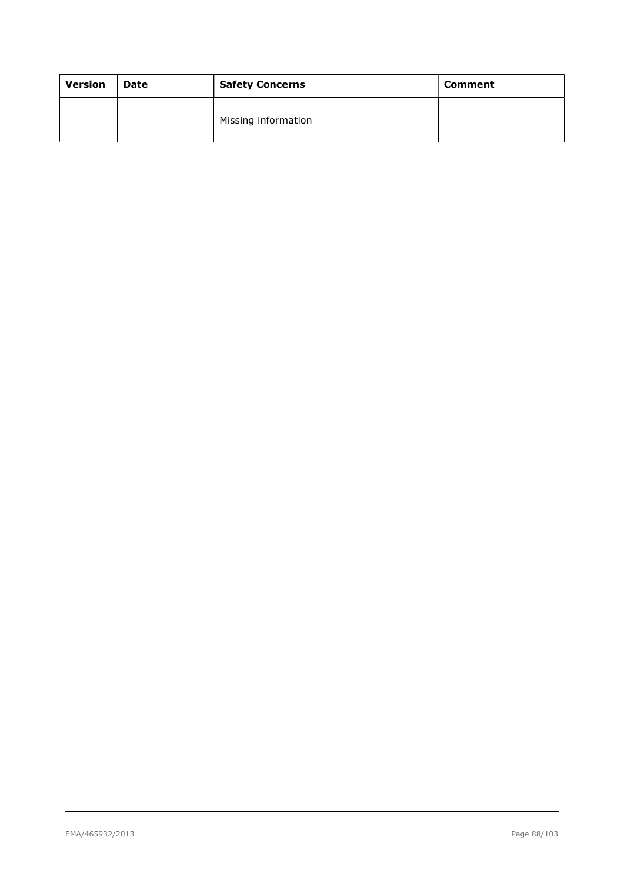| Version | Date | Safety Concerns | Comment |
|---|---|---|---|
| | | Missing information | |